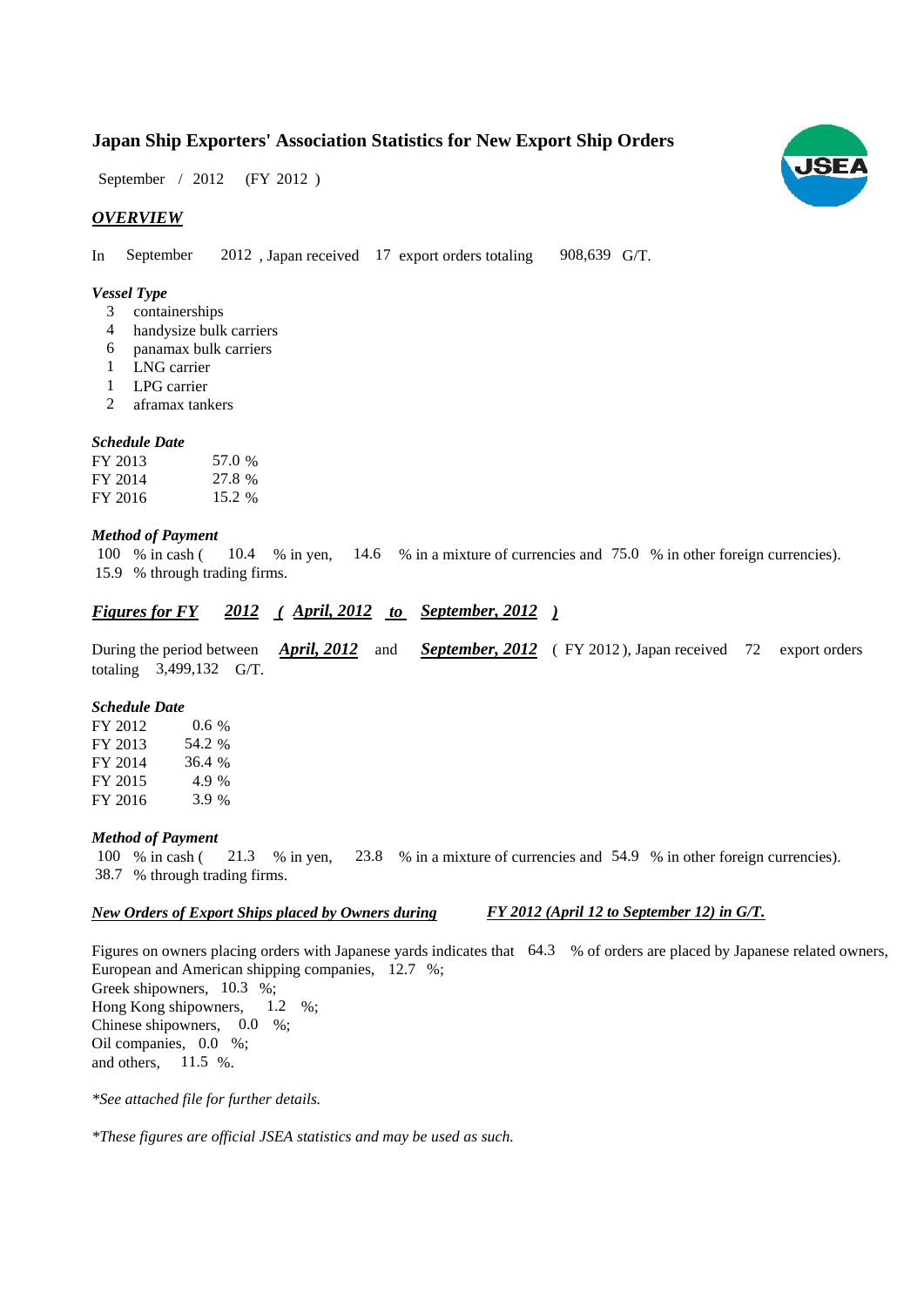# Japan Ship Exporters' Association Statistics for New Export Ship Orders

September / 2012 (FY 2012 )

## *OVERVIEW*

In September 2012 , Japan received 17 export orders totaling 908,639 G/T.

### *Vessel Type*

- 3 containerships
- 4 handysize bulk carriers
- 6 panamax bulk carriers
- 1 LNG carrier
- 1 LPG carrier
- 2 aframax tankers

### *Schedule Date*

| | |
|---|---|
| FY 2013 | 57.0 % |
| FY 2014 | 27.8 % |
| FY 2016 | 15.2 % |

### *Method of Payment*

100 % in cash ( 10.4 % in yen, 14.6 % in a mixture of currencies and 75.0 % in other foreign currencies).
15.9 % through trading firms.

## *Figures for FY 2012 ( April, 2012 to September, 2012 )*

During the period between ***April, 2012*** and ***September, 2012*** ( FY 2012 ), Japan received 72 export orders totaling 3,499,132 G/T.

### *Schedule Date*

| | |
|---|---|
| FY 2012 | 0.6 % |
| FY 2013 | 54.2 % |
| FY 2014 | 36.4 % |
| FY 2015 | 4.9 % |
| FY 2016 | 3.9 % |

### *Method of Payment*

100 % in cash ( 21.3 % in yen, 23.8 % in a mixture of currencies and 54.9 % in other foreign currencies).
38.7 % through trading firms.

### *New Orders of Export Ships placed by Owners during FY 2012 (April 12 to September 12) in G/T.*

Figures on owners placing orders with Japanese yards indicates that 64.3 % of orders are placed by Japanese related owners,
European and American shipping companies, 12.7 %;
Greek shipowners, 10.3 %;
Hong Kong shipowners, 1.2 %;
Chinese shipowners, 0.0 %;
Oil companies, 0.0 %;
and others, 11.5 %.

*\*See attached file for further details.*

*\*These figures are official JSEA statistics and may be used as such.*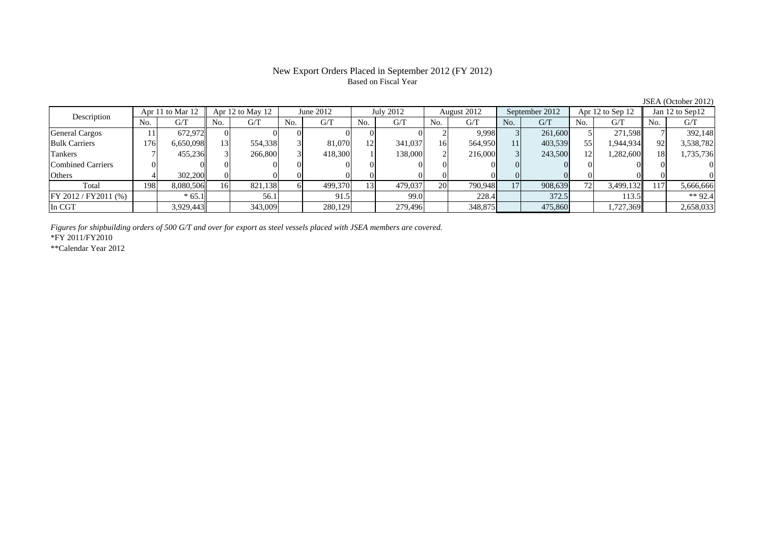# New Export Orders Placed in September 2012 (FY 2012)

Based on Fiscal Year

JSEA (October 2012)

| Description | Apr 11 to Mar 12 | | Apr 12 to May 12 | | June 2012 | | July 2012 | | August 2012 | | September 2012 | | Apr 12 to Sep 12 | | Jan 12 to Sep12 | |
|---|---|---|---|---|---|---|---|---|---|---|---|---|---|---|---|---|
| | No. | G/T | No. | G/T | No. | G/T | No. | G/T | No. | G/T | No. | G/T | No. | G/T | No. | G/T |
| General Cargos | 11 | 672,972 | 0 | 0 | 0 | 0 | 0 | 0 | 2 | 9,998 | 3 | 261,600 | 5 | 271,598 | 7 | 392,148 |
| Bulk Carriers | 176 | 6,650,098 | 13 | 554,338 | 3 | 81,070 | 12 | 341,037 | 16 | 564,950 | 11 | 403,539 | 55 | 1,944,934 | 92 | 3,538,782 |
| Tankers | 7 | 455,236 | 3 | 266,800 | 3 | 418,300 | 1 | 138,000 | 2 | 216,000 | 3 | 243,500 | 12 | 1,282,600 | 18 | 1,735,736 |
| Combined Carriers | 0 | 0 | 0 | 0 | 0 | 0 | 0 | 0 | 0 | 0 | 0 | 0 | 0 | 0 | 0 | 0 |
| Others | 4 | 302,200 | 0 | 0 | 0 | 0 | 0 | 0 | 0 | 0 | 0 | 0 | 0 | 0 | 0 | 0 |
| Total | 198 | 8,080,506 | 16 | 821,138 | 6 | 499,370 | 13 | 479,037 | 20 | 790,948 | 17 | 908,639 | 72 | 3,499,132 | 117 | 5,666,666 |
| FY 2012 / FY2011 (%) | | * 65.1 | | 56.1 | | 91.5 | | 99.0 | | 228.4 | | 372.5 | | 113.5 | | ** 92.4 |
| In CGT | | 3,929,443 | | 343,009 | | 280,129 | | 279,496 | | 348,875 | | 475,860 | | 1,727,369 | | 2,658,033 |

*Figures for shipbuilding orders of 500 G/T and over for export as steel vessels placed with JSEA members are covered.*

*FY 2011/FY2010

**Calendar Year 2012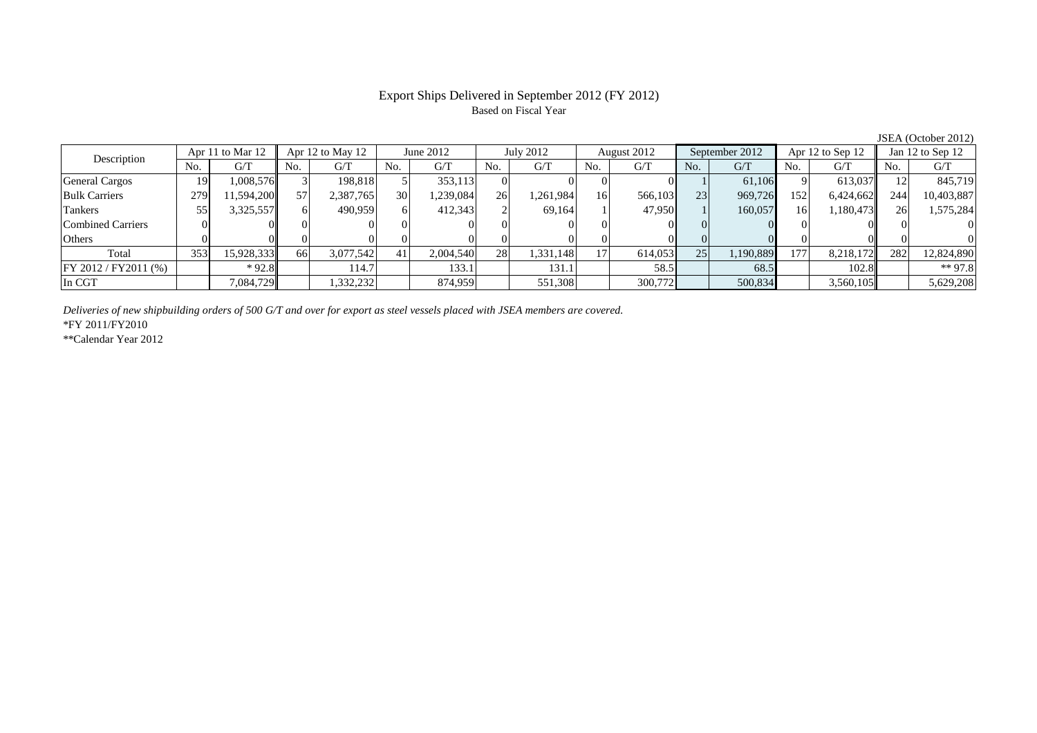# Export Ships Delivered in September 2012 (FY 2012)

Based on Fiscal Year

JSEA (October 2012)

| Description | Apr 11 to Mar 12 | | Apr 12 to May 12 | | June 2012 | | July 2012 | | August 2012 | | September 2012 | | Apr 12 to Sep 12 | | Jan 12 to Sep 12 | |
|---|---|---|---|---|---|---|---|---|---|---|---|---|---|---|---|---|
| | No. | G/T | No. | G/T | No. | G/T | No. | G/T | No. | G/T | No. | G/T | No. | G/T | No. | G/T |
| General Cargos | 19 | 1,008,576 | 3 | 198,818 | 5 | 353,113 | 0 | 0 | 0 | 0 | 1 | 61,106 | 9 | 613,037 | 12 | 845,719 |
| Bulk Carriers | 279 | 11,594,200 | 57 | 2,387,765 | 30 | 1,239,084 | 26 | 1,261,984 | 16 | 566,103 | 23 | 969,726 | 152 | 6,424,662 | 244 | 10,403,887 |
| Tankers | 55 | 3,325,557 | 6 | 490,959 | 6 | 412,343 | 2 | 69,164 | 1 | 47,950 | 1 | 160,057 | 16 | 1,180,473 | 26 | 1,575,284 |
| Combined Carriers | 0 | 0 | 0 | 0 | 0 | 0 | 0 | 0 | 0 | 0 | 0 | 0 | 0 | 0 | 0 | 0 |
| Others | 0 | 0 | 0 | 0 | 0 | 0 | 0 | 0 | 0 | 0 | 0 | 0 | 0 | 0 | 0 | 0 |
| Total | 353 | 15,928,333 | 66 | 3,077,542 | 41 | 2,004,540 | 28 | 1,331,148 | 17 | 614,053 | 25 | 1,190,889 | 177 | 8,218,172 | 282 | 12,824,890 |
| FY 2012 / FY2011 (%) | | * 92.8 | | 114.7 | | 133.1 | | 131.1 | | 58.5 | | 68.5 | | 102.8 | | ** 97.8 |
| In CGT | | 7,084,729 | | 1,332,232 | | 874,959 | | 551,308 | | 300,772 | | 500,834 | | 3,560,105 | | 5,629,208 |

*Deliveries of new shipbuilding orders of 500 G/T and over for export as steel vessels placed with JSEA members are covered.*

*FY 2011/FY2010

**Calendar Year 2012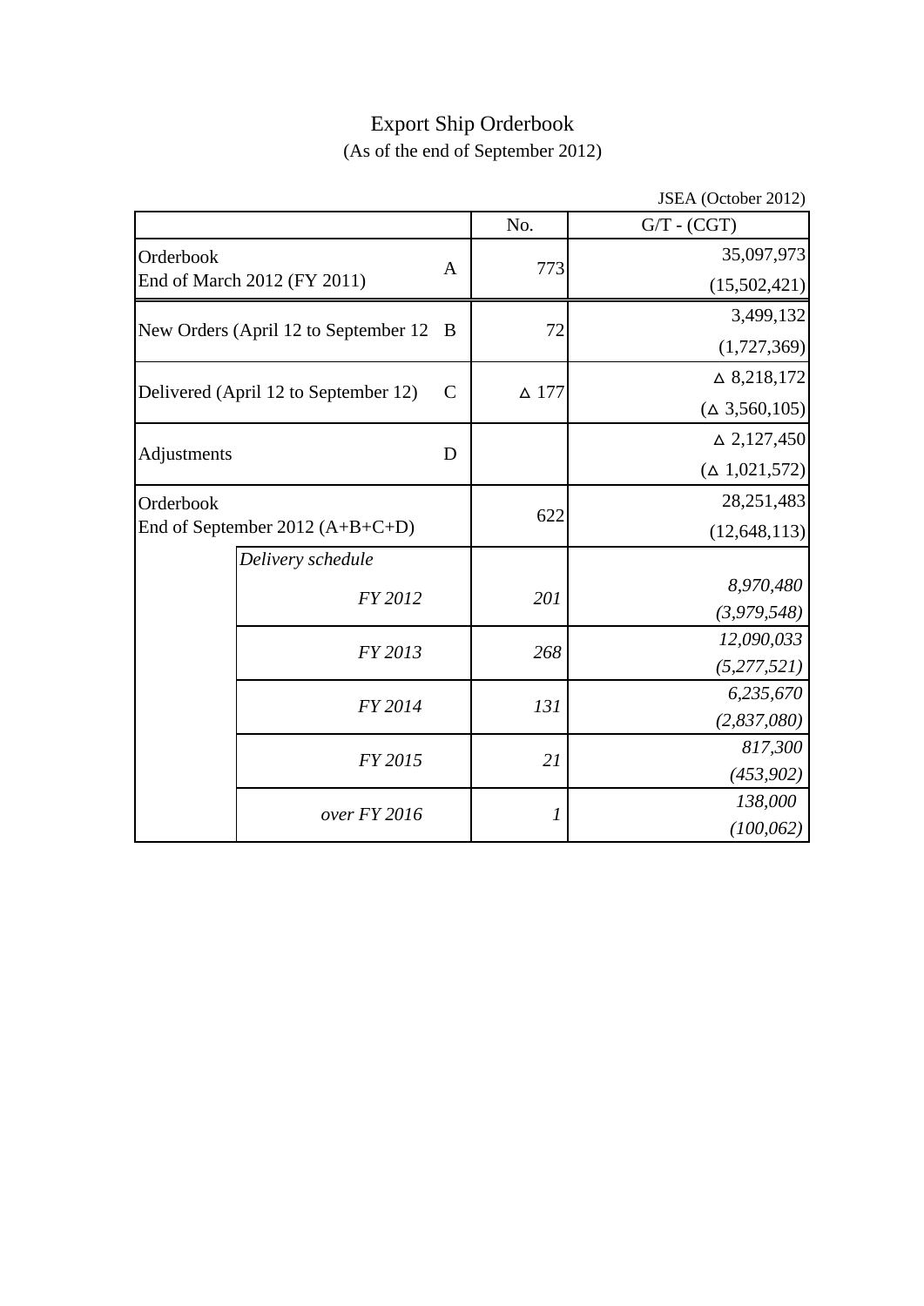# Export Ship Orderbook

(As of the end of September 2012)

JSEA (October 2012)

| | | | No. | G/T - (CGT) |
|---|---|---|---|---|
| Orderbook<br>End of March 2012 (FY 2011) | | A | 773 | 35,097,973<br>(15,502,421) |
| New Orders (April 12 to September 12 | | B | 72 | 3,499,132<br>(1,727,369) |
| Delivered (April 12 to September 12) | | C | △ 177 | △ 8,218,172<br>(△ 3,560,105) |
| Adjustments | | D | | △ 2,127,450<br>(△ 1,021,572) |
| Orderbook<br>End of September 2012 (A+B+C+D) | | | 622 | 28,251,483<br>(12,648,113) |
| | *Delivery schedule* | | | |
| | *FY 2012* | | *201* | *8,970,480*<br>*(3,979,548)* |
| | *FY 2013* | | *268* | *12,090,033*<br>*(5,277,521)* |
| | *FY 2014* | | *131* | *6,235,670*<br>*(2,837,080)* |
| | *FY 2015* | | *21* | *817,300*<br>*(453,902)* |
| | *over FY 2016* | | *1* | *138,000*<br>*(100,062)* |